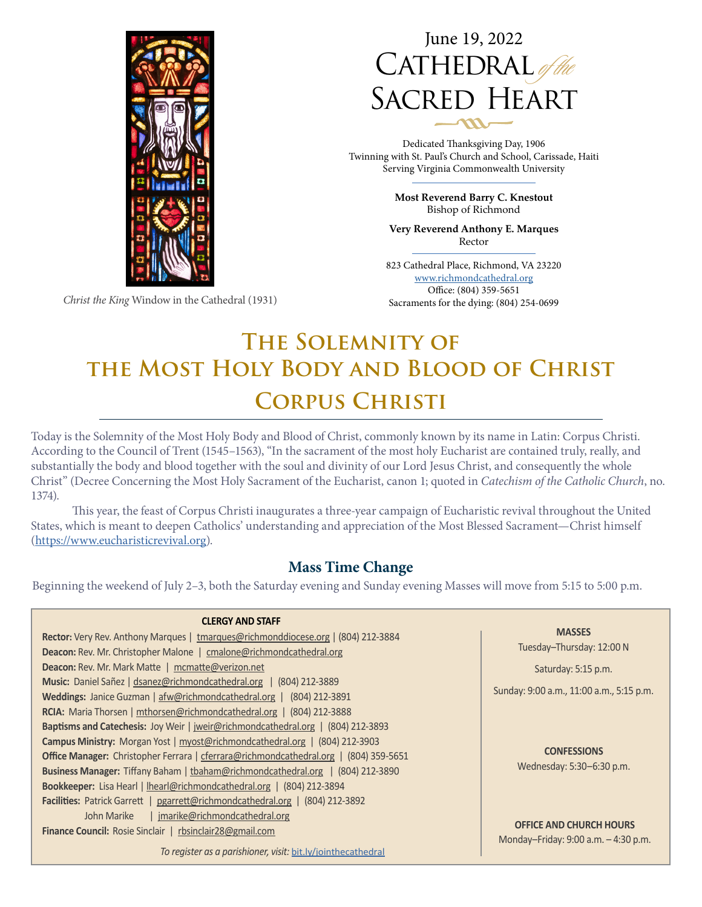*Christ the King* Window in the Cathedral (1931)

June 19, 2022

# Cathedral *of the* Sacred Heart

Dedicated Thanksgiving Day, 1906
Twinning with St. Paul's Church and School, Carissade, Haiti
Serving Virginia Commonwealth University

**Most Reverend Barry C. Knestout**
Bishop of Richmond

**Very Reverend Anthony E. Marques**
Rector

823 Cathedral Place, Richmond, VA 23220
www.richmondcathedral.org
Office: (804) 359-5651
Sacraments for the dying: (804) 254-0699

# The Solemnity of the Most Holy Body and Blood of Christ Corpus Christi

Today is the Solemnity of the Most Holy Body and Blood of Christ, commonly known by its name in Latin: Corpus Christi. According to the Council of Trent (1545–1563), "In the sacrament of the most holy Eucharist are contained truly, really, and substantially the body and blood together with the soul and divinity of our Lord Jesus Christ, and consequently the whole Christ" (Decree Concerning the Most Holy Sacrament of the Eucharist, canon 1; quoted in *Catechism of the Catholic Church*, no. 1374).

This year, the feast of Corpus Christi inaugurates a three-year campaign of Eucharistic revival throughout the United States, which is meant to deepen Catholics' understanding and appreciation of the Most Blessed Sacrament—Christ himself (https://www.eucharisticrevival.org).

## Mass Time Change

Beginning the weekend of July 2–3, both the Saturday evening and Sunday evening Masses will move from 5:15 to 5:00 p.m.

**CLERGY AND STAFF**

**Rector:** Very Rev. Anthony Marques | tmarques@richmonddiocese.org | (804) 212-3884
**Deacon:** Rev. Mr. Christopher Malone | cmalone@richmondcathedral.org
**Deacon:** Rev. Mr. Mark Matte | mcmatte@verizon.net
**Music:** Daniel Sañez | dsanez@richmondcathedral.org | (804) 212-3889
**Weddings:** Janice Guzman | afw@richmondcathedral.org | (804) 212-3891
**RCIA:** Maria Thorsen | mthorsen@richmondcathedral.org | (804) 212-3888
**Baptisms and Catechesis:** Joy Weir | jweir@richmondcathedral.org | (804) 212-3893
**Campus Ministry:** Morgan Yost | myost@richmondcathedral.org | (804) 212-3903
**Office Manager:** Christopher Ferrara | cferrara@richmondcathedral.org | (804) 359-5651
**Business Manager:** Tiffany Baham | tbaham@richmondcathedral.org | (804) 212-3890
**Bookkeeper:** Lisa Hearl | lhearl@richmondcathedral.org | (804) 212-3894
**Facilities:** Patrick Garrett | pgarrett@richmondcathedral.org | (804) 212-3892
John Marike | jmarike@richmondcathedral.org
**Finance Council:** Rosie Sinclair | rbsinclair28@gmail.com

*To register as a parishioner, visit:* bit.ly/jointhecathedral

**MASSES**
Tuesday–Thursday: 12:00 N
Saturday: 5:15 p.m.
Sunday: 9:00 a.m., 11:00 a.m., 5:15 p.m.

**CONFESSIONS**
Wednesday: 5:30–6:30 p.m.

**OFFICE AND CHURCH HOURS**
Monday–Friday: 9:00 a.m. – 4:30 p.m.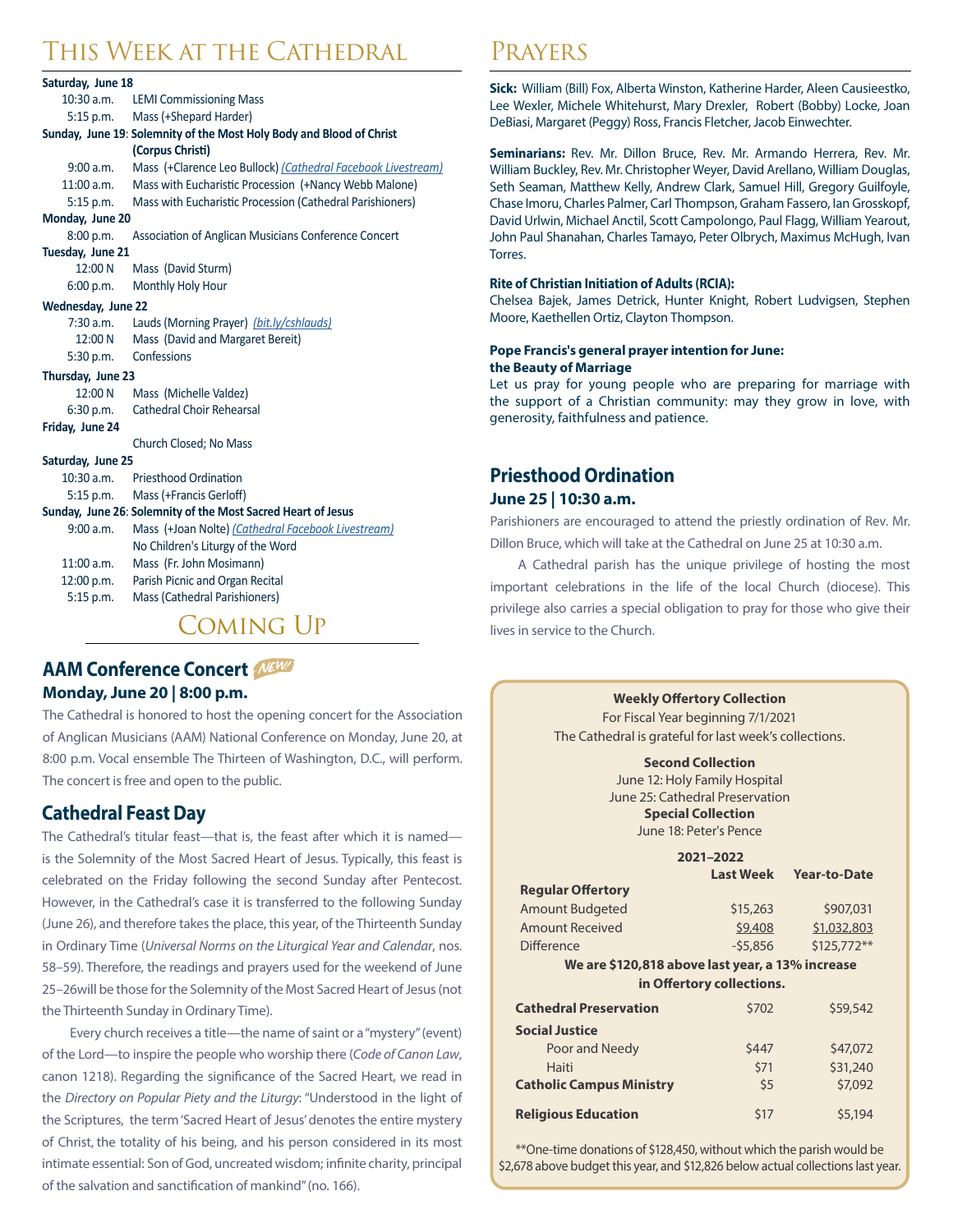# This Week at the Cathedral

**Saturday, June 18**

- 10:30 a.m. LEMI Commissioning Mass
- 5:15 p.m. Mass (+Shepard Harder)

**Sunday, June 19: Solemnity of the Most Holy Body and Blood of Christ (Corpus Christi)**

- 9:00 a.m. Mass (+Clarence Leo Bullock) *(Cathedral Facebook Livestream)*
- 11:00 a.m. Mass with Eucharistic Procession (+Nancy Webb Malone)
- 5:15 p.m. Mass with Eucharistic Procession (Cathedral Parishioners)

**Monday, June 20**

- 8:00 p.m. Association of Anglican Musicians Conference Concert

**Tuesday, June 21**

- 12:00 N Mass (David Sturm)
- 6:00 p.m. Monthly Holy Hour

**Wednesday, June 22**

- 7:30 a.m. Lauds (Morning Prayer) *(bit.ly/cshlauds)*
- 12:00 N Mass (David and Margaret Bereit)
- 5:30 p.m. Confessions

**Thursday, June 23**

- 12:00 N Mass (Michelle Valdez)
- 6:30 p.m. Cathedral Choir Rehearsal

**Friday, June 24**

- Church Closed; No Mass

**Saturday, June 25**

- 10:30 a.m. Priesthood Ordination
- 5:15 p.m. Mass (+Francis Gerloff)

**Sunday, June 26: Solemnity of the Most Sacred Heart of Jesus**

- 9:00 a.m. Mass (+Joan Nolte) *(Cathedral Facebook Livestream)* No Children's Liturgy of the Word
- 11:00 a.m. Mass (Fr. John Mosimann)
- 12:00 p.m. Parish Picnic and Organ Recital
- 5:15 p.m. Mass (Cathedral Parishioners)

# Coming Up

## AAM Conference Concert *NEW!*

**Monday, June 20 | 8:00 p.m.**

The Cathedral is honored to host the opening concert for the Association of Anglican Musicians (AAM) National Conference on Monday, June 20, at 8:00 p.m. Vocal ensemble The Thirteen of Washington, D.C., will perform. The concert is free and open to the public.

## Cathedral Feast Day

The Cathedral's titular feast—that is, the feast after which it is named—is the Solemnity of the Most Sacred Heart of Jesus. Typically, this feast is celebrated on the Friday following the second Sunday after Pentecost. However, in the Cathedral's case it is transferred to the following Sunday (June 26), and therefore takes the place, this year, of the Thirteenth Sunday in Ordinary Time (*Universal Norms on the Liturgical Year and Calendar*, nos. 58–59). Therefore, the readings and prayers used for the weekend of June 25–26will be those for the Solemnity of the Most Sacred Heart of Jesus (not the Thirteenth Sunday in Ordinary Time).

Every church receives a title—the name of saint or a "mystery" (event) of the Lord—to inspire the people who worship there (*Code of Canon Law*, canon 1218). Regarding the significance of the Sacred Heart, we read in the *Directory on Popular Piety and the Liturgy*: "Understood in the light of the Scriptures, the term 'Sacred Heart of Jesus' denotes the entire mystery of Christ, the totality of his being, and his person considered in its most intimate essential: Son of God, uncreated wisdom; infinite charity, principal of the salvation and sanctification of mankind" (no. 166).

# Prayers

**Sick:** William (Bill) Fox, Alberta Winston, Katherine Harder, Aleen Causieestko, Lee Wexler, Michele Whitehurst, Mary Drexler, Robert (Bobby) Locke, Joan DeBiasi, Margaret (Peggy) Ross, Francis Fletcher, Jacob Einwechter.

**Seminarians:** Rev. Mr. Dillon Bruce, Rev. Mr. Armando Herrera, Rev. Mr. William Buckley, Rev. Mr. Christopher Weyer, David Arellano, William Douglas, Seth Seaman, Matthew Kelly, Andrew Clark, Samuel Hill, Gregory Guilfoyle, Chase Imoru, Charles Palmer, Carl Thompson, Graham Fassero, Ian Grosskopf, David Urlwin, Michael Anctil, Scott Campolongo, Paul Flagg, William Yearout, John Paul Shanahan, Charles Tamayo, Peter Olbrych, Maximus McHugh, Ivan Torres.

**Rite of Christian Initiation of Adults (RCIA):**
Chelsea Bajek, James Detrick, Hunter Knight, Robert Ludvigsen, Stephen Moore, Kaethellen Ortiz, Clayton Thompson.

**Pope Francis's general prayer intention for June: the Beauty of Marriage**
Let us pray for young people who are preparing for marriage with the support of a Christian community: may they grow in love, with generosity, faithfulness and patience.

## Priesthood Ordination

**June 25 | 10:30 a.m.**

Parishioners are encouraged to attend the priestly ordination of Rev. Mr. Dillon Bruce, which will take at the Cathedral on June 25 at 10:30 a.m.

A Cathedral parish has the unique privilege of hosting the most important celebrations in the life of the local Church (diocese). This privilege also carries a special obligation to pray for those who give their lives in service to the Church.

**Weekly Offertory Collection**
For Fiscal Year beginning 7/1/2021
The Cathedral is grateful for last week's collections.

**Second Collection**
June 12: Holy Family Hospital
June 25: Cathedral Preservation
**Special Collection**
June 18: Peter's Pence

| 2021–2022 | Last Week | Year-to-Date |
|---|---|---|
| **Regular Offertory** | | |
| Amount Budgeted | $15,263 | $907,031 |
| Amount Received | $9,408 | $1,032,803 |
| Difference | -$5,856 | $125,772** |
| **We are $120,818 above last year, a 13% increase in Offertory collections.** | | |
| **Cathedral Preservation** | $702 | $59,542 |
| **Social Justice** | | |
| Poor and Needy | $447 | $47,072 |
| Haiti | $71 | $31,240 |
| **Catholic Campus Ministry** | $5 | $7,092 |
| **Religious Education** | $17 | $5,194 |

**One-time donations of $128,450, without which the parish would be $2,678 above budget this year, and $12,826 below actual collections last year.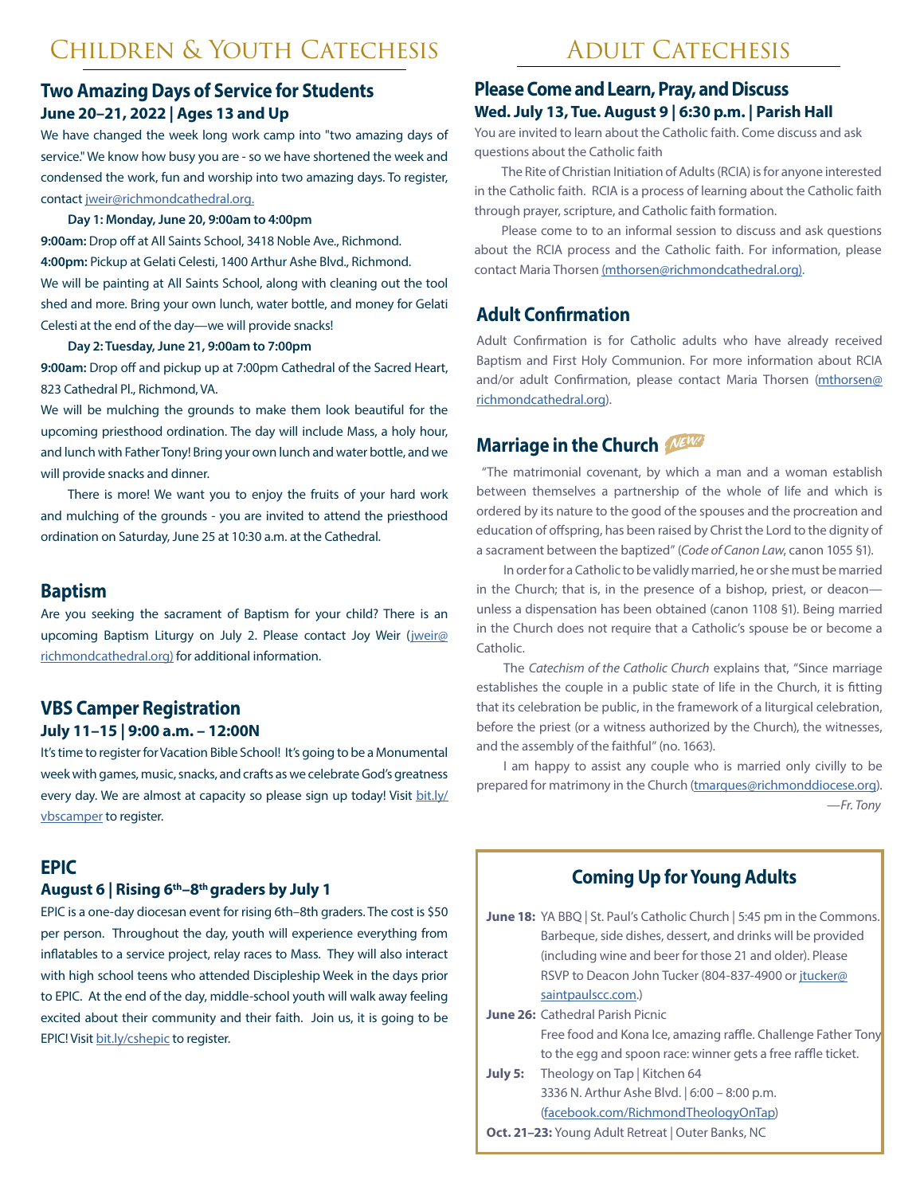# Children & Youth Catechesis

## Two Amazing Days of Service for Students

**June 20–21, 2022 | Ages 13 and Up**

We have changed the week long work camp into "two amazing days of service." We know how busy you are - so we have shortened the week and condensed the work, fun and worship into two amazing days. To register, contact jweir@richmondcathedral.org.

**Day 1: Monday, June 20, 9:00am to 4:00pm**

**9:00am:** Drop off at All Saints School, 3418 Noble Ave., Richmond.
**4:00pm:** Pickup at Gelati Celesti, 1400 Arthur Ashe Blvd., Richmond.
We will be painting at All Saints School, along with cleaning out the tool shed and more. Bring your own lunch, water bottle, and money for Gelati Celesti at the end of the day—we will provide snacks!

**Day 2: Tuesday, June 21, 9:00am to 7:00pm**

**9:00am:** Drop off and pickup up at 7:00pm Cathedral of the Sacred Heart, 823 Cathedral Pl., Richmond, VA.
We will be mulching the grounds to make them look beautiful for the upcoming priesthood ordination. The day will include Mass, a holy hour, and lunch with Father Tony! Bring your own lunch and water bottle, and we will provide snacks and dinner.

There is more! We want you to enjoy the fruits of your hard work and mulching of the grounds - you are invited to attend the priesthood ordination on Saturday, June 25 at 10:30 a.m. at the Cathedral.

## Baptism

Are you seeking the sacrament of Baptism for your child? There is an upcoming Baptism Liturgy on July 2. Please contact Joy Weir (jweir@richmondcathedral.org) for additional information.

## VBS Camper Registration

**July 11–15 | 9:00 a.m. – 12:00N**

It's time to register for Vacation Bible School! It's going to be a Monumental week with games, music, snacks, and crafts as we celebrate God's greatness every day. We are almost at capacity so please sign up today! Visit bit.ly/vbscamper to register.

## EPIC

**August 6 | Rising 6th–8th graders by July 1**

EPIC is a one-day diocesan event for rising 6th–8th graders. The cost is $50 per person. Throughout the day, youth will experience everything from inflatables to a service project, relay races to Mass. They will also interact with high school teens who attended Discipleship Week in the days prior to EPIC. At the end of the day, middle-school youth will walk away feeling excited about their community and their faith. Join us, it is going to be EPIC! Visit bit.ly/cshepic to register.

# Adult Catechesis

## Please Come and Learn, Pray, and Discuss

**Wed. July 13, Tue. August 9 | 6:30 p.m. | Parish Hall**

You are invited to learn about the Catholic faith. Come discuss and ask questions about the Catholic faith

The Rite of Christian Initiation of Adults (RCIA) is for anyone interested in the Catholic faith. RCIA is a process of learning about the Catholic faith through prayer, scripture, and Catholic faith formation.

Please come to to an informal session to discuss and ask questions about the RCIA process and the Catholic faith. For information, please contact Maria Thorsen (mthorsen@richmondcathedral.org).

## Adult Confirmation

Adult Confirmation is for Catholic adults who have already received Baptism and First Holy Communion. For more information about RCIA and/or adult Confirmation, please contact Maria Thorsen (mthorsen@richmondcathedral.org).

## Marriage in the Church *NEW!*

"The matrimonial covenant, by which a man and a woman establish between themselves a partnership of the whole of life and which is ordered by its nature to the good of the spouses and the procreation and education of offspring, has been raised by Christ the Lord to the dignity of a sacrament between the baptized" (*Code of Canon Law*, canon 1055 §1).

In order for a Catholic to be validly married, he or she must be married in the Church; that is, in the presence of a bishop, priest, or deacon—unless a dispensation has been obtained (canon 1108 §1). Being married in the Church does not require that a Catholic's spouse be or become a Catholic.

The *Catechism of the Catholic Church* explains that, "Since marriage establishes the couple in a public state of life in the Church, it is fitting that its celebration be public, in the framework of a liturgical celebration, before the priest (or a witness authorized by the Church), the witnesses, and the assembly of the faithful" (no. 1663).

I am happy to assist any couple who is married only civilly to be prepared for matrimony in the Church (tmarques@richmonddiocese.org).

*—Fr. Tony*

## Coming Up for Young Adults

**June 18:** YA BBQ | St. Paul's Catholic Church | 5:45 pm in the Commons. Barbeque, side dishes, dessert, and drinks will be provided (including wine and beer for those 21 and older). Please RSVP to Deacon John Tucker (804-837-4900 or jtucker@saintpaulscc.com.)

**June 26:** Cathedral Parish Picnic
Free food and Kona Ice, amazing raffle. Challenge Father Tony to the egg and spoon race: winner gets a free raffle ticket.

**July 5:** Theology on Tap | Kitchen 64
3336 N. Arthur Ashe Blvd. | 6:00 – 8:00 p.m.
(facebook.com/RichmondTheologyOnTap)

**Oct. 21–23:** Young Adult Retreat | Outer Banks, NC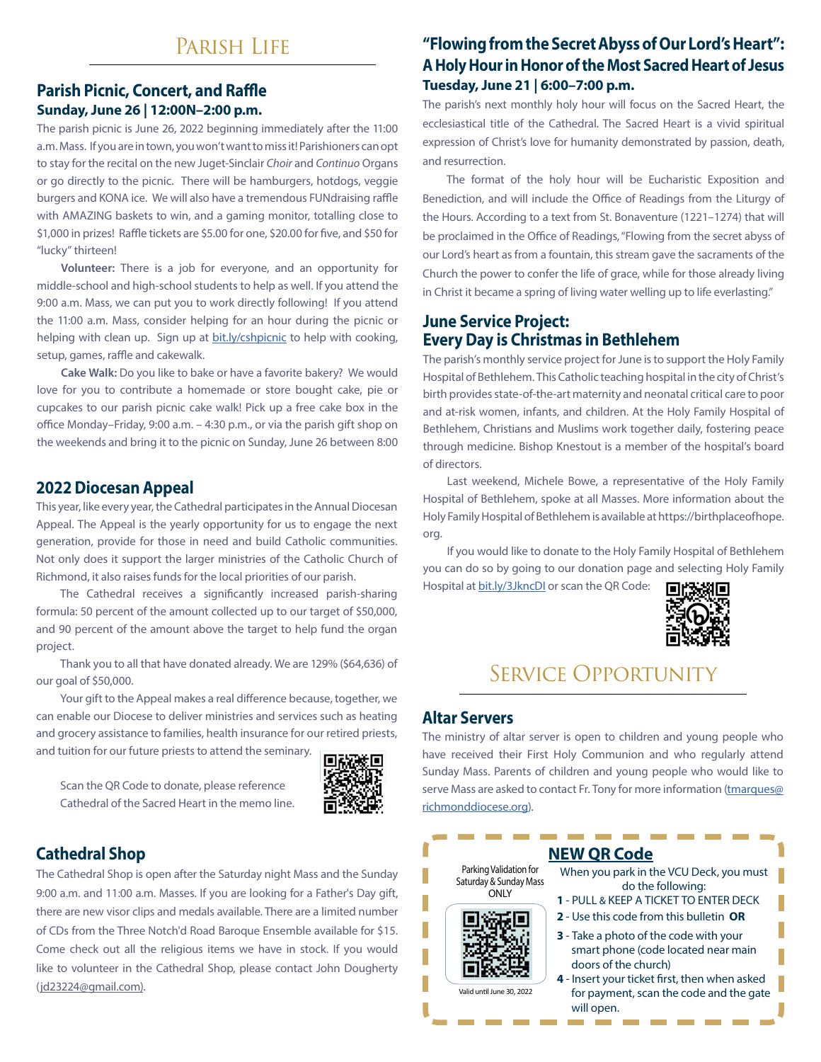# Parish Life

## Parish Picnic, Concert, and Raffle

**Sunday, June 26 | 12:00N–2:00 p.m.**

The parish picnic is June 26, 2022 beginning immediately after the 11:00 a.m. Mass. If you are in town, you won't want to miss it! Parishioners can opt to stay for the recital on the new Juget-Sinclair *Choir* and *Continuo* Organs or go directly to the picnic. There will be hamburgers, hotdogs, veggie burgers and KONA ice. We will also have a tremendous FUNdraising raffle with AMAZING baskets to win, and a gaming monitor, totalling close to $1,000 in prizes! Raffle tickets are $5.00 for one, $20.00 for five, and $50 for "lucky" thirteen!

**Volunteer:** There is a job for everyone, and an opportunity for middle-school and high-school students to help as well. If you attend the 9:00 a.m. Mass, we can put you to work directly following! If you attend the 11:00 a.m. Mass, consider helping for an hour during the picnic or helping with clean up. Sign up at bit.ly/cshpicnic to help with cooking, setup, games, raffle and cakewalk.

**Cake Walk:** Do you like to bake or have a favorite bakery? We would love for you to contribute a homemade or store bought cake, pie or cupcakes to our parish picnic cake walk! Pick up a free cake box in the office Monday–Friday, 9:00 a.m. – 4:30 p.m., or via the parish gift shop on the weekends and bring it to the picnic on Sunday, June 26 between 8:00

## 2022 Diocesan Appeal

This year, like every year, the Cathedral participates in the Annual Diocesan Appeal. The Appeal is the yearly opportunity for us to engage the next generation, provide for those in need and build Catholic communities. Not only does it support the larger ministries of the Catholic Church of Richmond, it also raises funds for the local priorities of our parish.

The Cathedral receives a significantly increased parish-sharing formula: 50 percent of the amount collected up to our target of $50,000, and 90 percent of the amount above the target to help fund the organ project.

Thank you to all that have donated already. We are 129% ($64,636) of our goal of $50,000.

Your gift to the Appeal makes a real difference because, together, we can enable our Diocese to deliver ministries and services such as heating and grocery assistance to families, health insurance for our retired priests, and tuition for our future priests to attend the seminary.

Scan the QR Code to donate, please reference Cathedral of the Sacred Heart in the memo line.

## Cathedral Shop

The Cathedral Shop is open after the Saturday night Mass and the Sunday 9:00 a.m. and 11:00 a.m. Masses. If you are looking for a Father's Day gift, there are new visor clips and medals available. There are a limited number of CDs from the Three Notch'd Road Baroque Ensemble available for $15. Come check out all the religious items we have in stock. If you would like to volunteer in the Cathedral Shop, please contact John Dougherty (jd23224@gmail.com).

## "Flowing from the Secret Abyss of Our Lord's Heart": A Holy Hour in Honor of the Most Sacred Heart of Jesus

**Tuesday, June 21 | 6:00–7:00 p.m.**

The parish's next monthly holy hour will focus on the Sacred Heart, the ecclesiastical title of the Cathedral. The Sacred Heart is a vivid spiritual expression of Christ's love for humanity demonstrated by passion, death, and resurrection.

The format of the holy hour will be Eucharistic Exposition and Benediction, and will include the Office of Readings from the Liturgy of the Hours. According to a text from St. Bonaventure (1221–1274) that will be proclaimed in the Office of Readings, "Flowing from the secret abyss of our Lord's heart as from a fountain, this stream gave the sacraments of the Church the power to confer the life of grace, while for those already living in Christ it became a spring of living water welling up to life everlasting."

## June Service Project: Every Day is Christmas in Bethlehem

The parish's monthly service project for June is to support the Holy Family Hospital of Bethlehem. This Catholic teaching hospital in the city of Christ's birth provides state-of-the-art maternity and neonatal critical care to poor and at-risk women, infants, and children. At the Holy Family Hospital of Bethlehem, Christians and Muslims work together daily, fostering peace through medicine. Bishop Knestout is a member of the hospital's board of directors.

Last weekend, Michele Bowe, a representative of the Holy Family Hospital of Bethlehem, spoke at all Masses. More information about the Holy Family Hospital of Bethlehem is available at https://birthplaceofhope.org.

If you would like to donate to the Holy Family Hospital of Bethlehem you can do so by going to our donation page and selecting Holy Family Hospital at bit.ly/3JkncDI or scan the QR Code:

# Service Opportunity

## Altar Servers

The ministry of altar server is open to children and young people who have received their First Holy Communion and who regularly attend Sunday Mass. Parents of children and young people who would like to serve Mass are asked to contact Fr. Tony for more information (tmarques@richmonddiocese.org).

## NEW QR Code

Parking Validation for Saturday & Sunday Mass ONLY

Valid until June 30, 2022

When you park in the VCU Deck, you must do the following:

**1** - PULL & KEEP A TICKET TO ENTER DECK

**2** - Use this code from this bulletin **OR**

**3** - Take a photo of the code with your smart phone (code located near main doors of the church)

**4** - Insert your ticket first, then when asked for payment, scan the code and the gate will open.